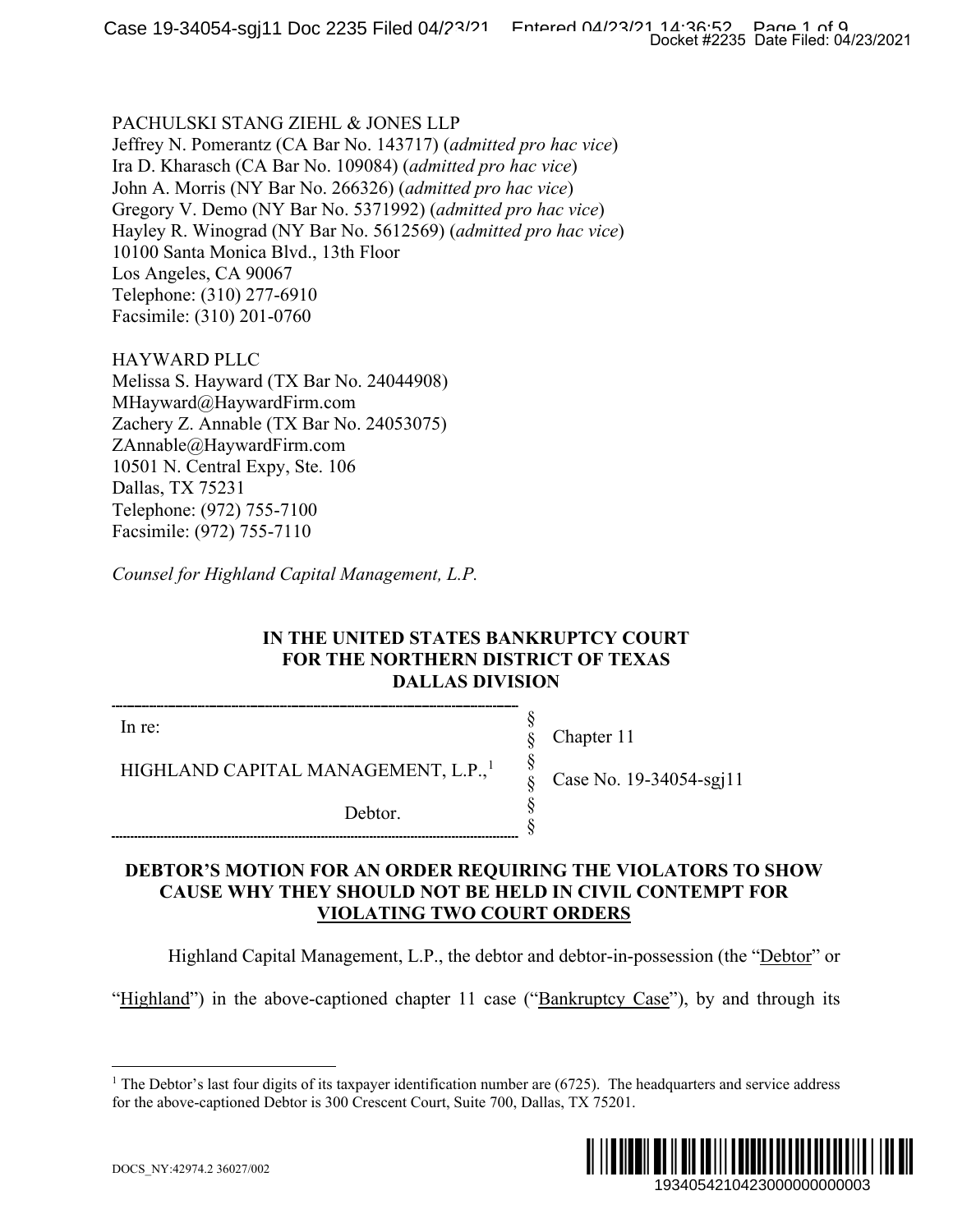PACHULSKI STANG ZIEHL & JONES LLP
Jeffrey N. Pomerantz (CA Bar No. 143717) (*admitted pro hac vice*)
Ira D. Kharasch (CA Bar No. 109084) (*admitted pro hac vice*)
John A. Morris (NY Bar No. 266326) (*admitted pro hac vice*)
Gregory V. Demo (NY Bar No. 5371992) (*admitted pro hac vice*)
Hayley R. Winograd (NY Bar No. 5612569) (*admitted pro hac vice*)
10100 Santa Monica Blvd., 13th Floor
Los Angeles, CA 90067
Telephone: (310) 277-6910
Facsimile: (310) 201-0760

HAYWARD PLLC
Melissa S. Hayward (TX Bar No. 24044908)
MHayward@HaywardFirm.com
Zachery Z. Annable (TX Bar No. 24053075)
ZAnnable@HaywardFirm.com
10501 N. Central Expy, Ste. 106
Dallas, TX 75231
Telephone: (972) 755-7100
Facsimile: (972) 755-7110

*Counsel for Highland Capital Management, L.P.*

**IN THE UNITED STATES BANKRUPTCY COURT
FOR THE NORTHERN DISTRICT OF TEXAS
DALLAS DIVISION**

| | | |
|---|---|---|
| In re: | § | |
| | § | Chapter 11 |
| HIGHLAND CAPITAL MANAGEMENT, L.P.,[1] | § | |
| | § | Case No. 19-34054-sgj11 |
| Debtor. | § | |
| | § | |

**DEBTOR'S MOTION FOR AN ORDER REQUIRING THE VIOLATORS TO SHOW CAUSE WHY THEY SHOULD NOT BE HELD IN CIVIL CONTEMPT FOR VIOLATING TWO COURT ORDERS**

Highland Capital Management, L.P., the debtor and debtor-in-possession (the "Debtor" or "Highland") in the above-captioned chapter 11 case ("Bankruptcy Case"), by and through its

[1] The Debtor's last four digits of its taxpayer identification number are (6725). The headquarters and service address for the above-captioned Debtor is 300 Crescent Court, Suite 700, Dallas, TX 75201.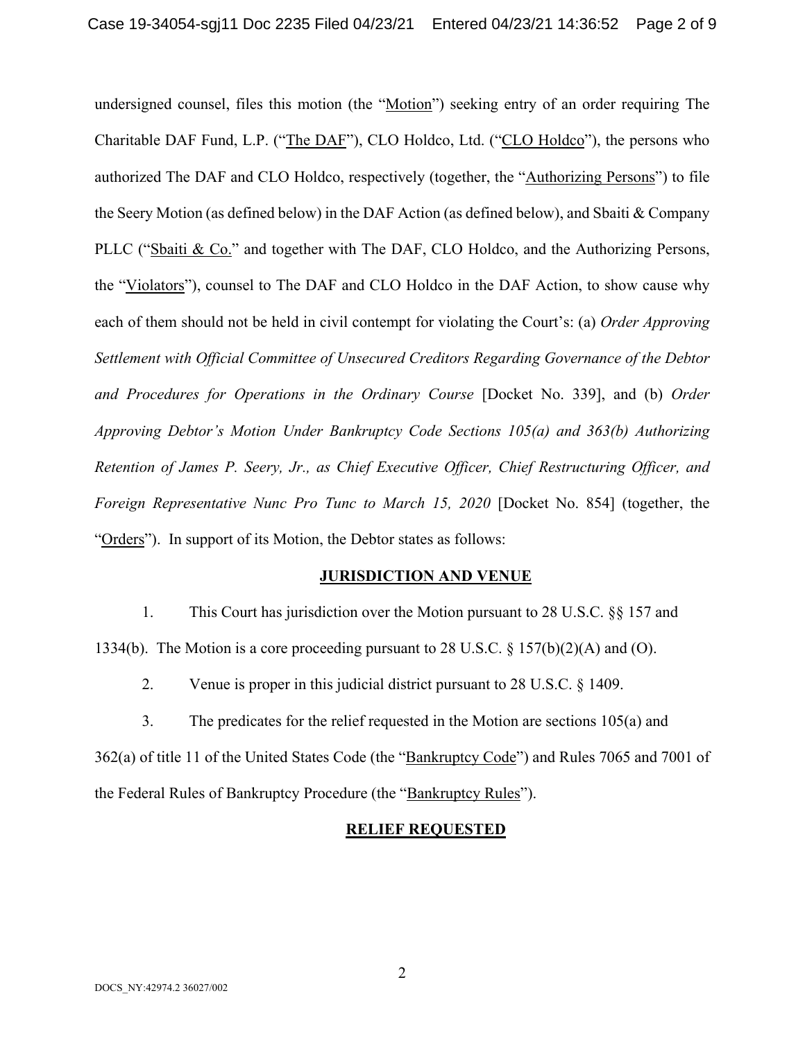undersigned counsel, files this motion (the "Motion") seeking entry of an order requiring The Charitable DAF Fund, L.P. ("The DAF"), CLO Holdco, Ltd. ("CLO Holdco"), the persons who authorized The DAF and CLO Holdco, respectively (together, the "Authorizing Persons") to file the Seery Motion (as defined below) in the DAF Action (as defined below), and Sbaiti & Company PLLC ("Sbaiti & Co." and together with The DAF, CLO Holdco, and the Authorizing Persons, the "Violators"), counsel to The DAF and CLO Holdco in the DAF Action, to show cause why each of them should not be held in civil contempt for violating the Court's: (a) *Order Approving Settlement with Official Committee of Unsecured Creditors Regarding Governance of the Debtor and Procedures for Operations in the Ordinary Course* [Docket No. 339], and (b) *Order Approving Debtor's Motion Under Bankruptcy Code Sections 105(a) and 363(b) Authorizing Retention of James P. Seery, Jr., as Chief Executive Officer, Chief Restructuring Officer, and Foreign Representative Nunc Pro Tunc to March 15, 2020* [Docket No. 854] (together, the "Orders"). In support of its Motion, the Debtor states as follows:

## JURISDICTION AND VENUE

1. This Court has jurisdiction over the Motion pursuant to 28 U.S.C. §§ 157 and 1334(b). The Motion is a core proceeding pursuant to 28 U.S.C. § 157(b)(2)(A) and (O).

2. Venue is proper in this judicial district pursuant to 28 U.S.C. § 1409.

3. The predicates for the relief requested in the Motion are sections 105(a) and 362(a) of title 11 of the United States Code (the "Bankruptcy Code") and Rules 7065 and 7001 of the Federal Rules of Bankruptcy Procedure (the "Bankruptcy Rules").

## RELIEF REQUESTED

DOCS_NY:42974.2 36027/002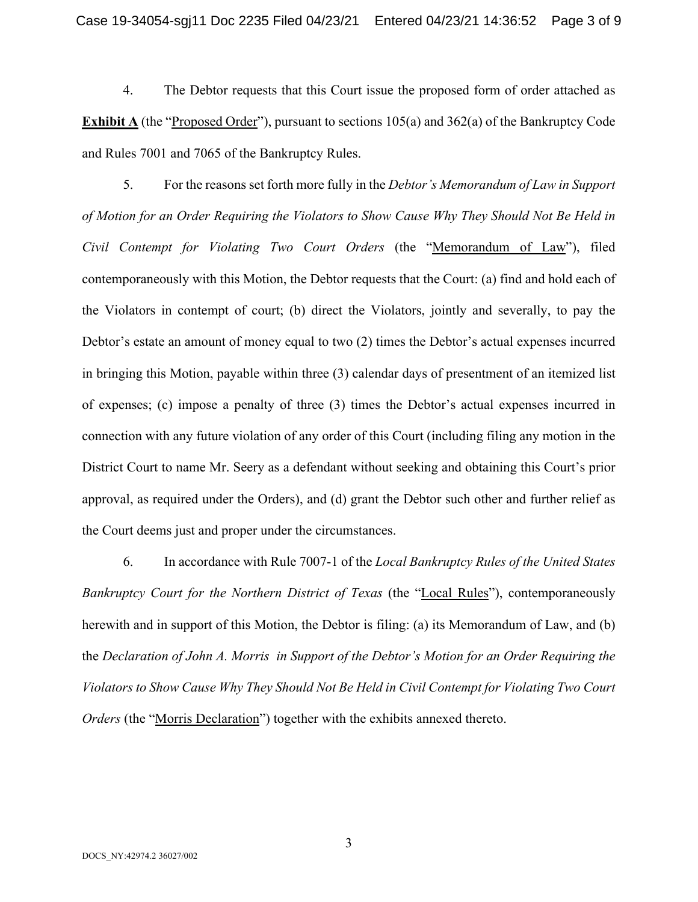4. The Debtor requests that this Court issue the proposed form of order attached as **Exhibit A** (the "Proposed Order"), pursuant to sections 105(a) and 362(a) of the Bankruptcy Code and Rules 7001 and 7065 of the Bankruptcy Rules.

5. For the reasons set forth more fully in the *Debtor's Memorandum of Law in Support of Motion for an Order Requiring the Violators to Show Cause Why They Should Not Be Held in Civil Contempt for Violating Two Court Orders* (the "Memorandum of Law"), filed contemporaneously with this Motion, the Debtor requests that the Court: (a) find and hold each of the Violators in contempt of court; (b) direct the Violators, jointly and severally, to pay the Debtor's estate an amount of money equal to two (2) times the Debtor's actual expenses incurred in bringing this Motion, payable within three (3) calendar days of presentment of an itemized list of expenses; (c) impose a penalty of three (3) times the Debtor's actual expenses incurred in connection with any future violation of any order of this Court (including filing any motion in the District Court to name Mr. Seery as a defendant without seeking and obtaining this Court's prior approval, as required under the Orders), and (d) grant the Debtor such other and further relief as the Court deems just and proper under the circumstances.

6. In accordance with Rule 7007-1 of the *Local Bankruptcy Rules of the United States Bankruptcy Court for the Northern District of Texas* (the "Local Rules"), contemporaneously herewith and in support of this Motion, the Debtor is filing: (a) its Memorandum of Law, and (b) the *Declaration of John A. Morris in Support of the Debtor's Motion for an Order Requiring the Violators to Show Cause Why They Should Not Be Held in Civil Contempt for Violating Two Court Orders* (the "Morris Declaration") together with the exhibits annexed thereto.

DOCS_NY:42974.2 36027/002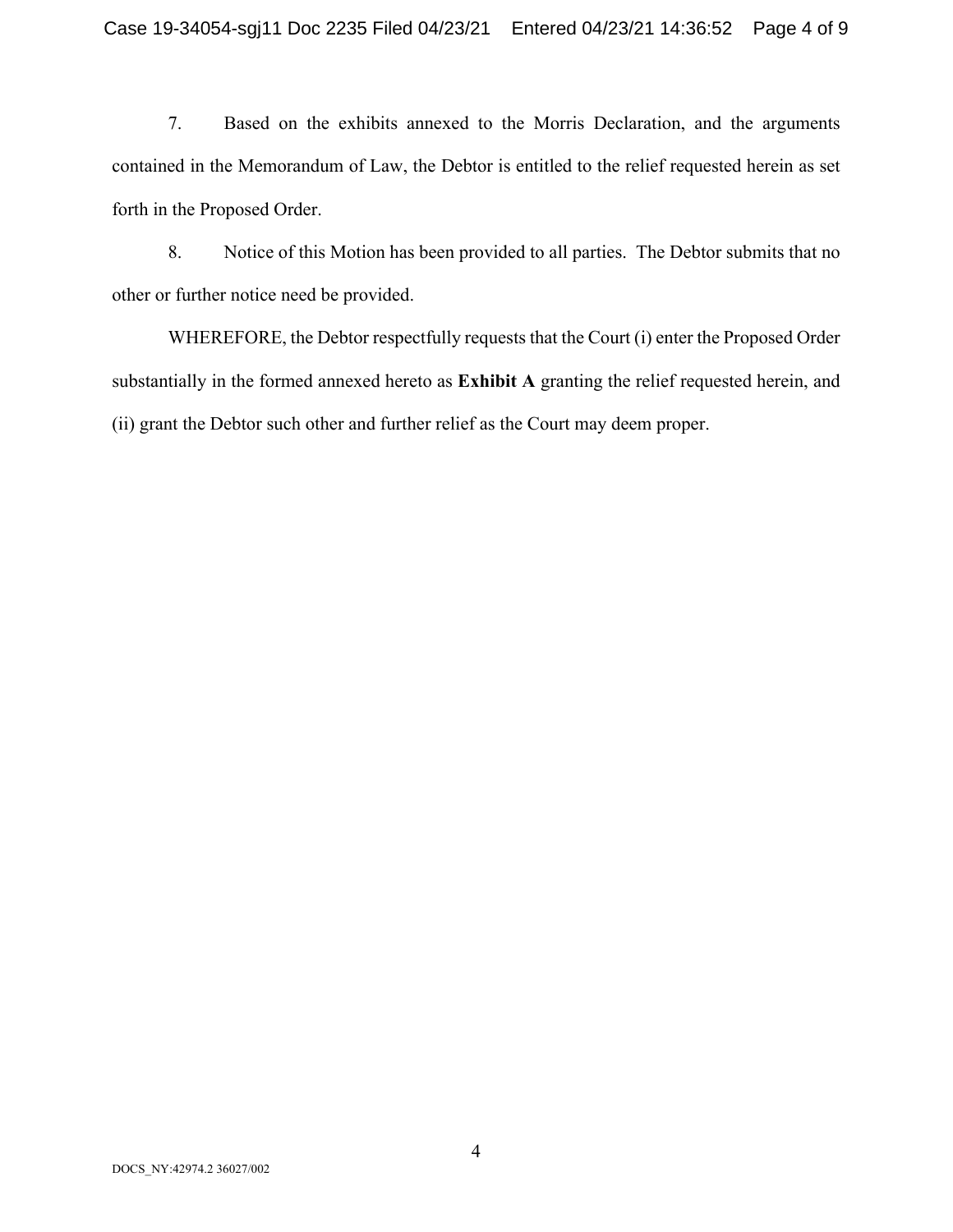7. Based on the exhibits annexed to the Morris Declaration, and the arguments contained in the Memorandum of Law, the Debtor is entitled to the relief requested herein as set forth in the Proposed Order.

8. Notice of this Motion has been provided to all parties. The Debtor submits that no other or further notice need be provided.

WHEREFORE, the Debtor respectfully requests that the Court (i) enter the Proposed Order substantially in the formed annexed hereto as **Exhibit A** granting the relief requested herein, and (ii) grant the Debtor such other and further relief as the Court may deem proper.

DOCS_NY:42974.2 36027/002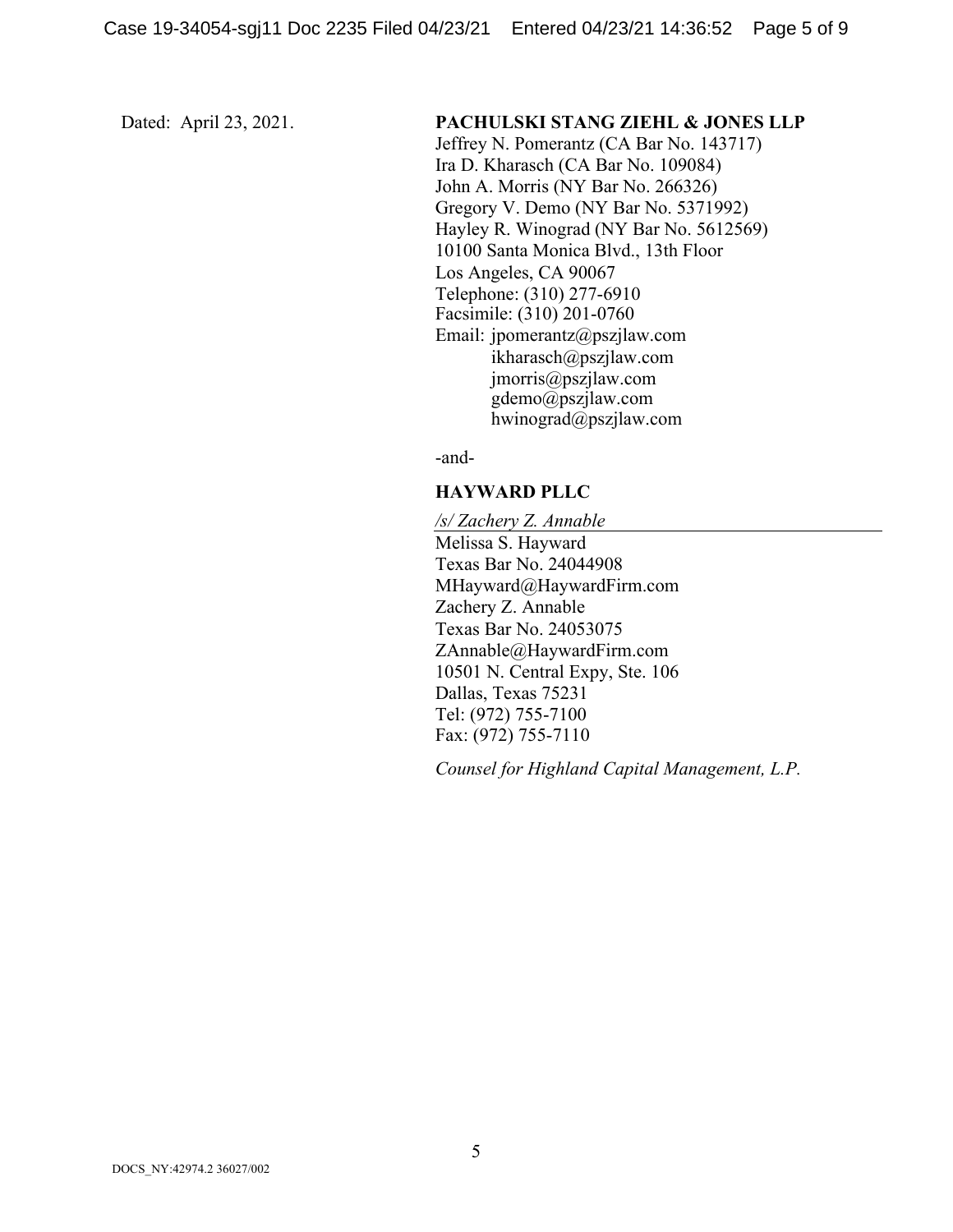Dated: April 23, 2021.

**PACHULSKI STANG ZIEHL & JONES LLP**
Jeffrey N. Pomerantz (CA Bar No. 143717)
Ira D. Kharasch (CA Bar No. 109084)
John A. Morris (NY Bar No. 266326)
Gregory V. Demo (NY Bar No. 5371992)
Hayley R. Winograd (NY Bar No. 5612569)
10100 Santa Monica Blvd., 13th Floor
Los Angeles, CA 90067
Telephone: (310) 277-6910
Facsimile: (310) 201-0760
Email: jpomerantz@pszjlaw.com
ikharasch@pszjlaw.com
jmorris@pszjlaw.com
gdemo@pszjlaw.com
hwinograd@pszjlaw.com

-and-

**HAYWARD PLLC**

*/s/ Zachery Z. Annable*
Melissa S. Hayward
Texas Bar No. 24044908
MHayward@HaywardFirm.com
Zachery Z. Annable
Texas Bar No. 24053075
ZAnnable@HaywardFirm.com
10501 N. Central Expy, Ste. 106
Dallas, Texas 75231
Tel: (972) 755-7100
Fax: (972) 755-7110

*Counsel for Highland Capital Management, L.P.*

DOCS_NY:42974.2 36027/002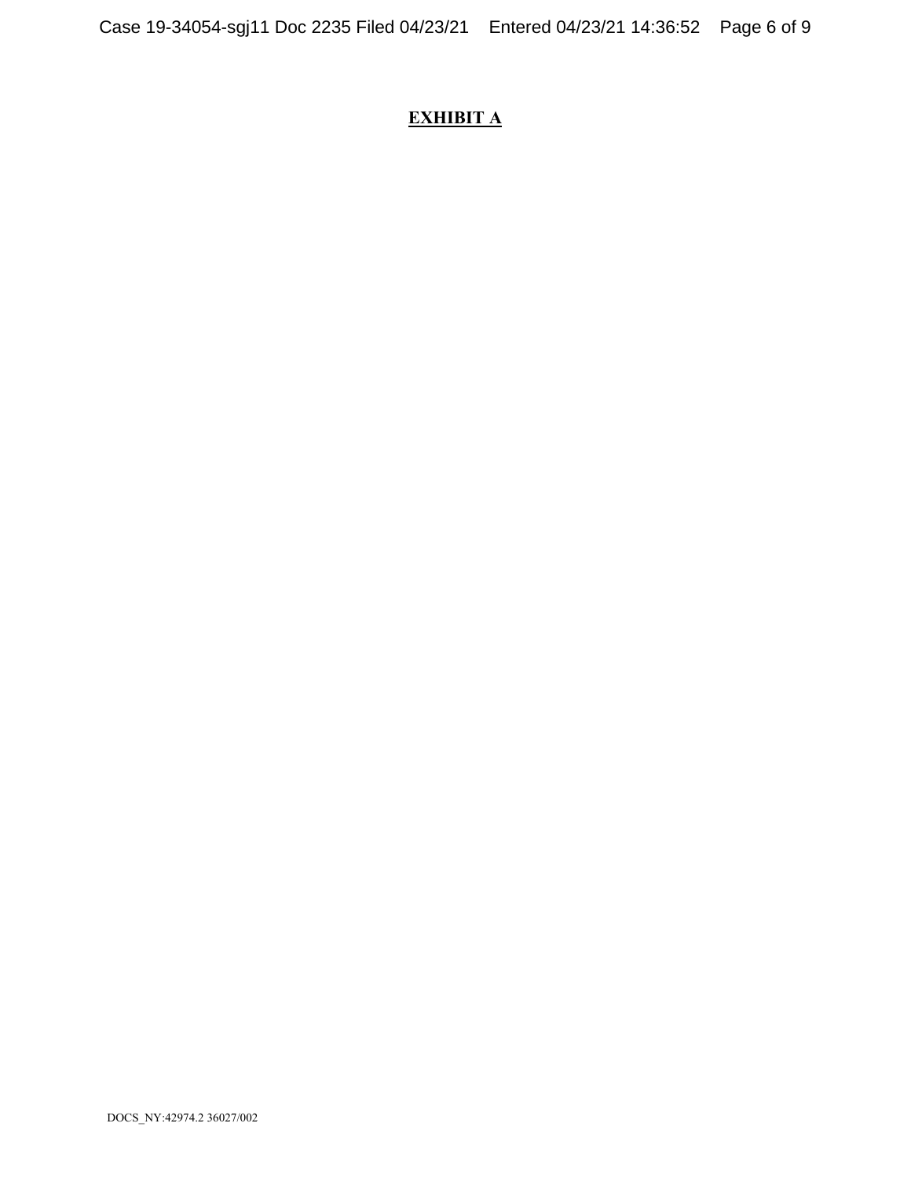**EXHIBIT A**

DOCS_NY:42974.2 36027/002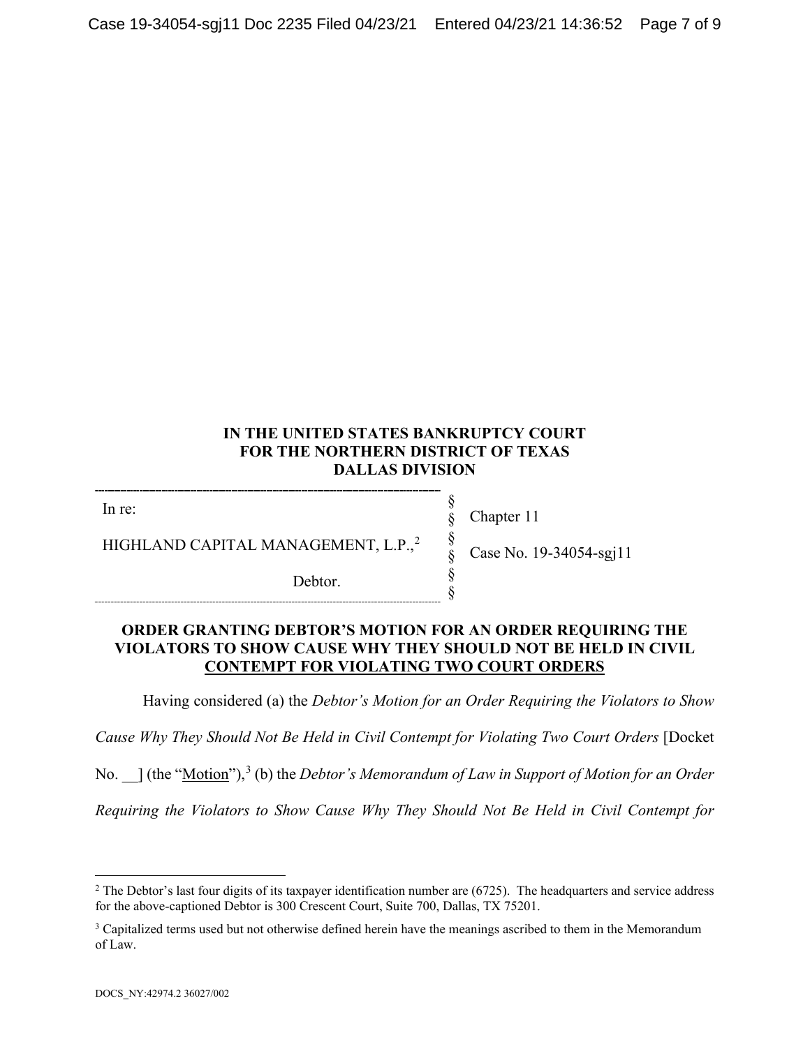**IN THE UNITED STATES BANKRUPTCY COURT**
**FOR THE NORTHERN DISTRICT OF TEXAS**
**DALLAS DIVISION**

| | | |
|---|---|---|
| In re: | § | Chapter 11 |
| | § | |
| HIGHLAND CAPITAL MANAGEMENT, L.P.,[2] | § | Case No. 19-34054-sgj11 |
| | § | |
| Debtor. | § | |
| | § | |

**ORDER GRANTING DEBTOR'S MOTION FOR AN ORDER REQUIRING THE VIOLATORS TO SHOW CAUSE WHY THEY SHOULD NOT BE HELD IN CIVIL CONTEMPT FOR VIOLATING TWO COURT ORDERS**

Having considered (a) the *Debtor's Motion for an Order Requiring the Violators to Show Cause Why They Should Not Be Held in Civil Contempt for Violating Two Court Orders* [Docket No. __] (the "Motion"),[3] (b) the *Debtor's Memorandum of Law in Support of Motion for an Order Requiring the Violators to Show Cause Why They Should Not Be Held in Civil Contempt for*

---

[2] The Debtor's last four digits of its taxpayer identification number are (6725). The headquarters and service address for the above-captioned Debtor is 300 Crescent Court, Suite 700, Dallas, TX 75201.

[3] Capitalized terms used but not otherwise defined herein have the meanings ascribed to them in the Memorandum of Law.

DOCS_NY:42974.2 36027/002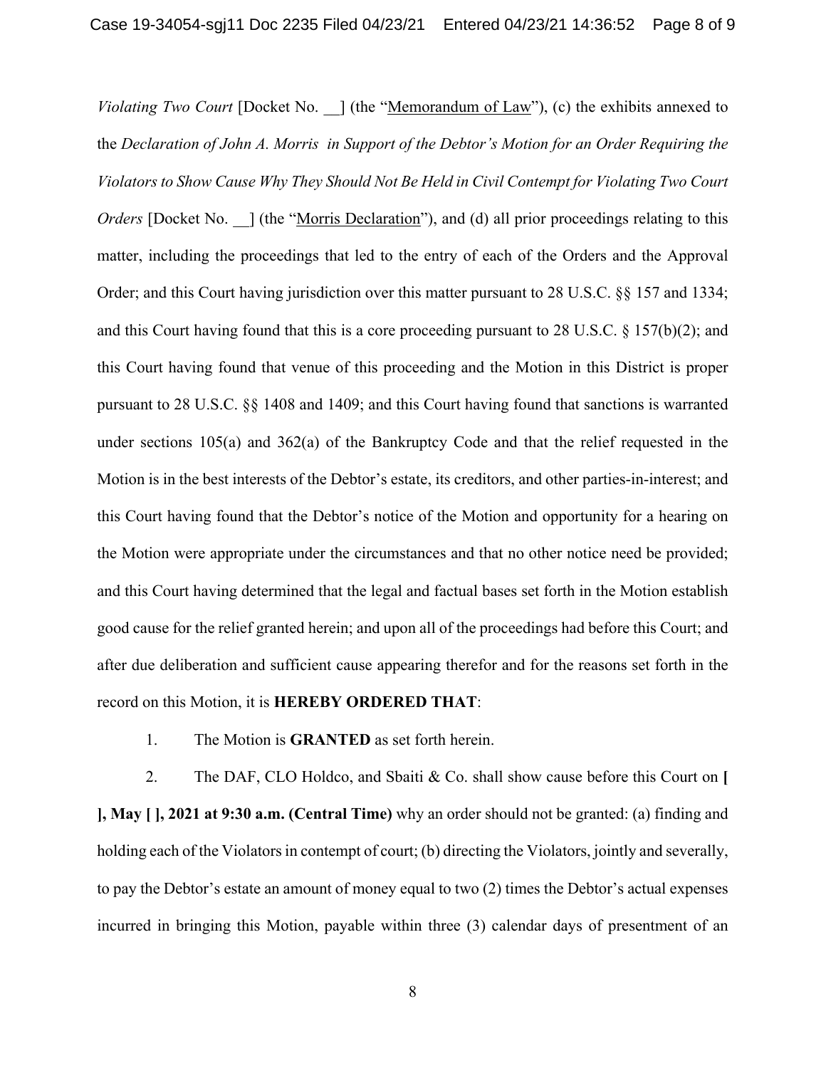*Violating Two Court* [Docket No. __] (the "Memorandum of Law"), (c) the exhibits annexed to the *Declaration of John A. Morris in Support of the Debtor's Motion for an Order Requiring the Violators to Show Cause Why They Should Not Be Held in Civil Contempt for Violating Two Court Orders* [Docket No. __] (the "Morris Declaration"), and (d) all prior proceedings relating to this matter, including the proceedings that led to the entry of each of the Orders and the Approval Order; and this Court having jurisdiction over this matter pursuant to 28 U.S.C. §§ 157 and 1334; and this Court having found that this is a core proceeding pursuant to 28 U.S.C. § 157(b)(2); and this Court having found that venue of this proceeding and the Motion in this District is proper pursuant to 28 U.S.C. §§ 1408 and 1409; and this Court having found that sanctions is warranted under sections 105(a) and 362(a) of the Bankruptcy Code and that the relief requested in the Motion is in the best interests of the Debtor's estate, its creditors, and other parties-in-interest; and this Court having found that the Debtor's notice of the Motion and opportunity for a hearing on the Motion were appropriate under the circumstances and that no other notice need be provided; and this Court having determined that the legal and factual bases set forth in the Motion establish good cause for the relief granted herein; and upon all of the proceedings had before this Court; and after due deliberation and sufficient cause appearing therefor and for the reasons set forth in the record on this Motion, it is **HEREBY ORDERED THAT**:

1. The Motion is **GRANTED** as set forth herein.

2. The DAF, CLO Holdco, and Sbaiti & Co. shall show cause before this Court on **[ ], May [ ], 2021 at 9:30 a.m. (Central Time)** why an order should not be granted: (a) finding and holding each of the Violators in contempt of court; (b) directing the Violators, jointly and severally, to pay the Debtor's estate an amount of money equal to two (2) times the Debtor's actual expenses incurred in bringing this Motion, payable within three (3) calendar days of presentment of an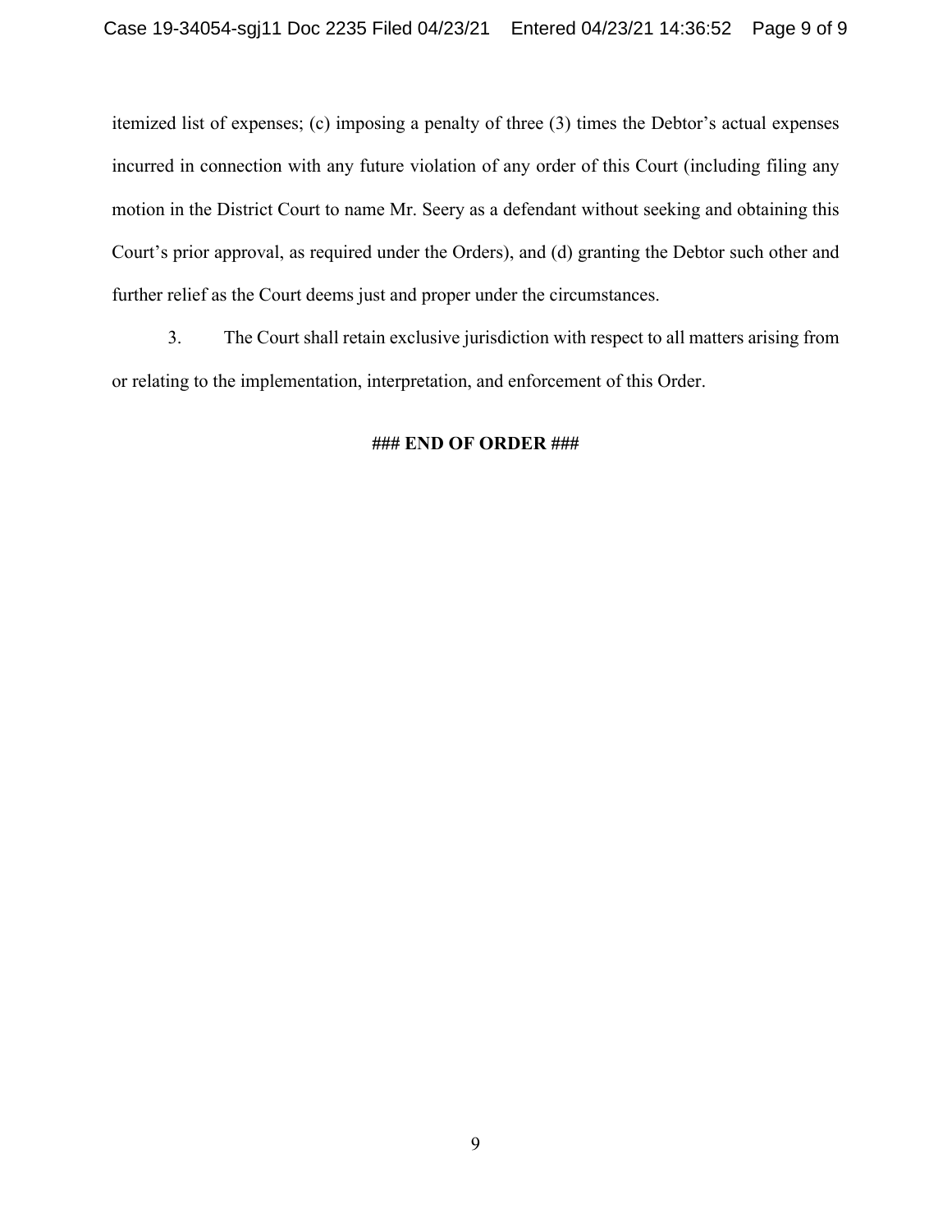itemized list of expenses; (c) imposing a penalty of three (3) times the Debtor's actual expenses incurred in connection with any future violation of any order of this Court (including filing any motion in the District Court to name Mr. Seery as a defendant without seeking and obtaining this Court's prior approval, as required under the Orders), and (d) granting the Debtor such other and further relief as the Court deems just and proper under the circumstances.

3. The Court shall retain exclusive jurisdiction with respect to all matters arising from or relating to the implementation, interpretation, and enforcement of this Order.

**### END OF ORDER ###**